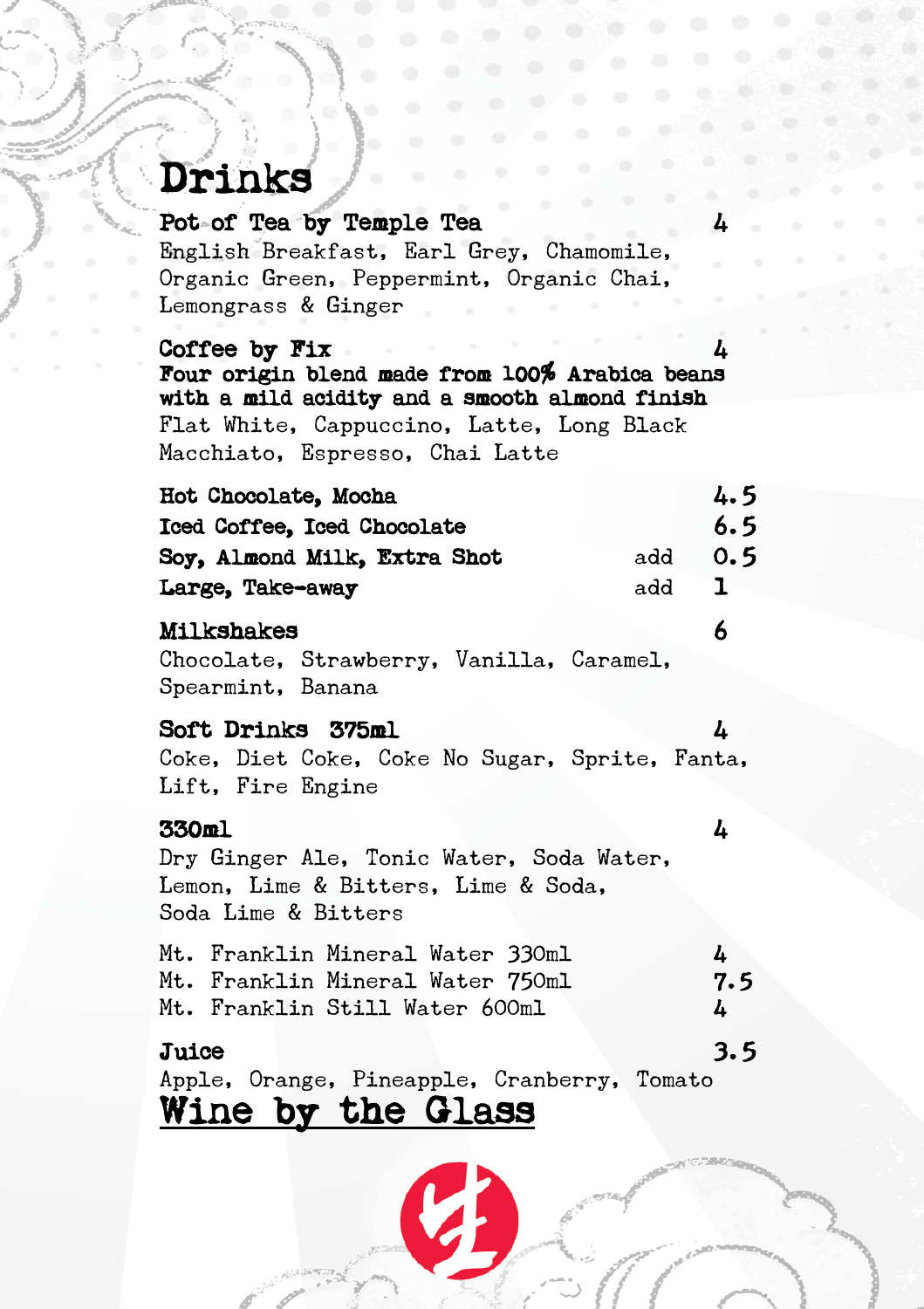# Drinks

**Pot of Tea by Temple Tea** 4
English Breakfast, Earl Grey, Chamomile, Organic Green, Peppermint, Organic Chai, Lemongrass & Ginger

**Coffee by Fix** 4
**Four origin blend made from 100% Arabica beans with a mild acidity and a smooth almond finish**
Flat White, Cappuccino, Latte, Long Black
Macchiato, Espresso, Chai Latte

| | | |
|---|---|---|
| **Hot Chocolate, Mocha** | | 4.5 |
| **Iced Coffee, Iced Chocolate** | | 6.5 |
| **Soy, Almond Milk, Extra Shot** | add | 0.5 |
| **Large, Take-away** | add | 1 |

**Milkshakes** 6
Chocolate, Strawberry, Vanilla, Caramel, Spearmint, Banana

**Soft Drinks 375ml** 4
Coke, Diet Coke, Coke No Sugar, Sprite, Fanta, Lift, Fire Engine

**330ml** 4
Dry Ginger Ale, Tonic Water, Soda Water, Lemon, Lime & Bitters, Lime & Soda, Soda Lime & Bitters

| | |
|---|---|
| Mt. Franklin Mineral Water 330ml | 4 |
| Mt. Franklin Mineral Water 750ml | 7.5 |
| Mt. Franklin Still Water 600ml | 4 |

**Juice** 3.5
Apple, Orange, Pineapple, Cranberry, Tomato

## Wine by the Glass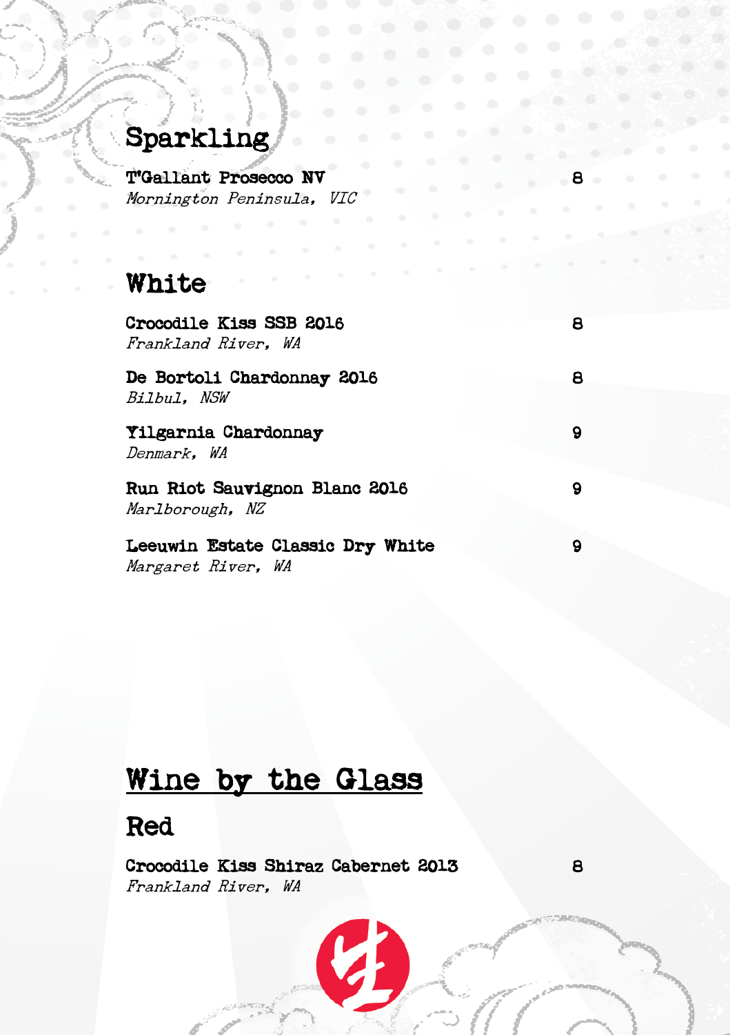## Sparkling

**T'Gallant Prosecco NV** 8
*Mornington Peninsula, VIC*

## White

**Crocodile Kiss SSB 2016** 8
*Frankland River, WA*

**De Bortoli Chardonnay 2016** 8
*Bilbul, NSW*

**Yilgarnia Chardonnay** 9
*Denmark, WA*

**Run Riot Sauvignon Blanc 2016** 9
*Marlborough, NZ*

**Leeuwin Estate Classic Dry White** 9
*Margaret River, WA*

# Wine by the Glass

## Red

**Crocodile Kiss Shiraz Cabernet 2013** 8
*Frankland River, WA*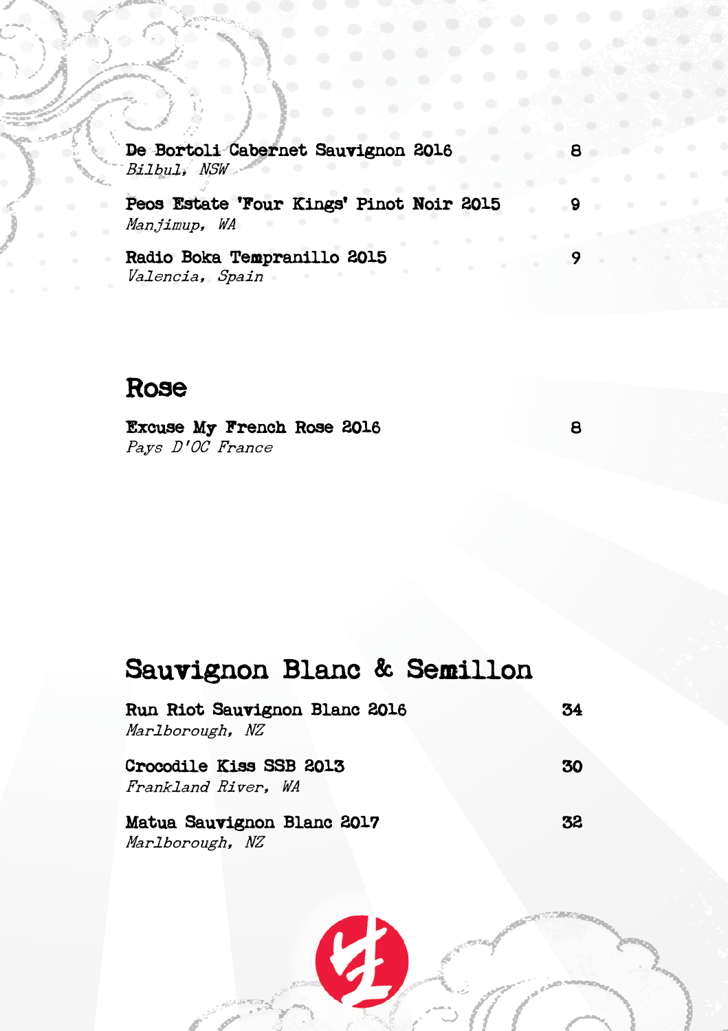**De Bortoli Cabernet Sauvignon 2016** 8
*Bilbul, NSW*

**Peos Estate 'Four Kings' Pinot Noir 2015** 9
*Manjimup, WA*

**Radio Boka Tempranillo 2015** 9
*Valencia, Spain*

## Rose

**Excuse My French Rose 2016** 8
*Pays D'OC France*

## Sauvignon Blanc & Semillon

**Run Riot Sauvignon Blanc 2016** 34
*Marlborough, NZ*

**Crocodile Kiss SSB 2013** 30
*Frankland River, WA*

**Matua Sauvignon Blanc 2017** 32
*Marlborough, NZ*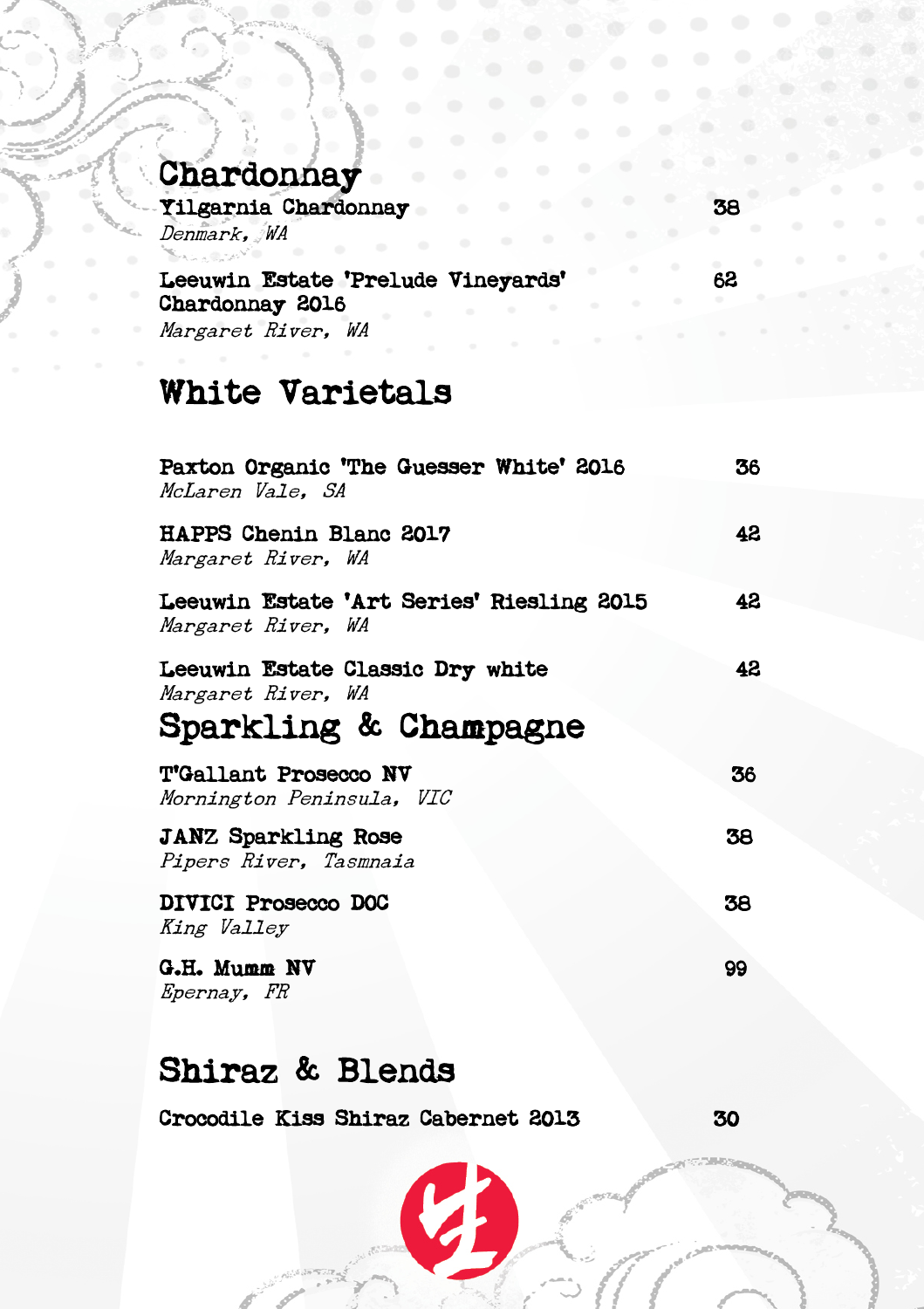## Chardonnay

**Yilgarnia Chardonnay** — 38
*Denmark, WA*

**Leeuwin Estate 'Prelude Vineyards' Chardonnay 2016** — 62
*Margaret River, WA*

## White Varietals

**Paxton Organic 'The Guesser White' 2016** — 36
*McLaren Vale, SA*

**HAPPS Chenin Blanc 2017** — 42
*Margaret River, WA*

**Leeuwin Estate 'Art Series' Riesling 2015** — 42
*Margaret River, WA*

**Leeuwin Estate Classic Dry white** — 42
*Margaret River, WA*

## Sparkling & Champagne

**T'Gallant Prosecco NV** — 36
*Mornington Peninsula, VIC*

**JANZ Sparkling Rose** — 38
*Pipers River, Tasmnaia*

**DIVICI Prosecco DOC** — 38
*King Valley*

**G.H. Mumm NV** — 99
*Epernay, FR*

## Shiraz & Blends

**Crocodile Kiss Shiraz Cabernet 2013** — 30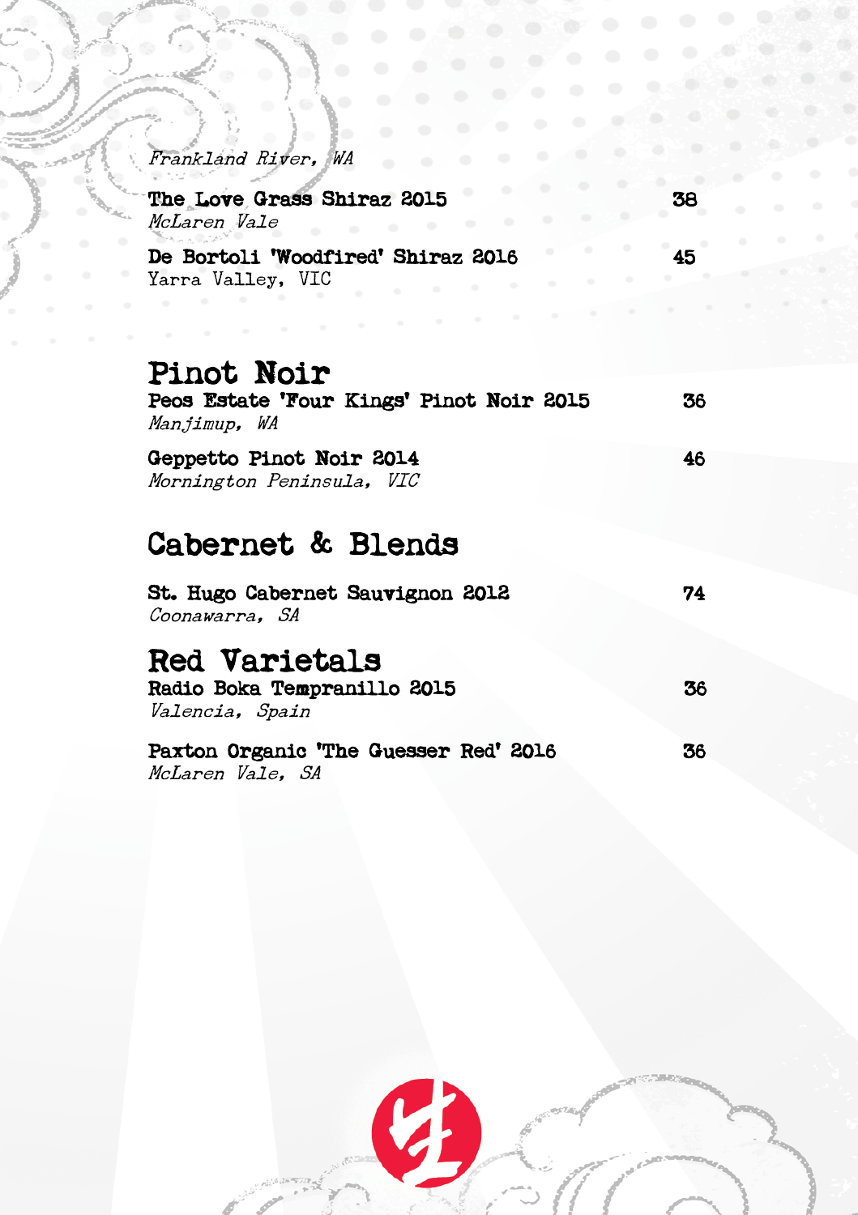*Frankland River, WA*

**The Love Grass Shiraz 2015** 38
*McLaren Vale*

**De Bortoli 'Woodfired' Shiraz 2016** 45
Yarra Valley, VIC

## Pinot Noir

**Peos Estate 'Four Kings' Pinot Noir 2015** 36
*Manjimup, WA*

**Geppetto Pinot Noir 2014** 46
*Mornington Peninsula, VIC*

## Cabernet & Blends

**St. Hugo Cabernet Sauvignon 2012** 74
*Coonawarra, SA*

## Red Varietals

**Radio Boka Tempranillo 2015** 36
*Valencia, Spain*

**Paxton Organic 'The Guesser Red' 2016** 36
*McLaren Vale, SA*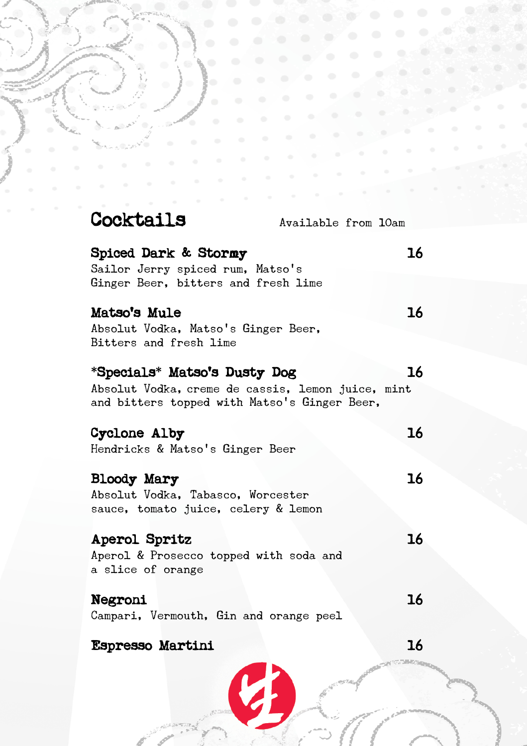## Cocktails

Available from 10am

**Spiced Dark & Stormy** 16
Sailor Jerry spiced rum, Matso's Ginger Beer, bitters and fresh lime

**Matso's Mule** 16
Absolut Vodka, Matso's Ginger Beer, Bitters and fresh lime

***Specials* Matso's Dusty Dog** 16
Absolut Vodka, creme de cassis, lemon juice, mint and bitters topped with Matso's Ginger Beer,

**Cyclone Alby** 16
Hendricks & Matso's Ginger Beer

**Bloody Mary** 16
Absolut Vodka, Tabasco, Worcester sauce, tomato juice, celery & lemon

**Aperol Spritz** 16
Aperol & Prosecco topped with soda and a slice of orange

**Negroni** 16
Campari, Vermouth, Gin and orange peel

**Espresso Martini** 16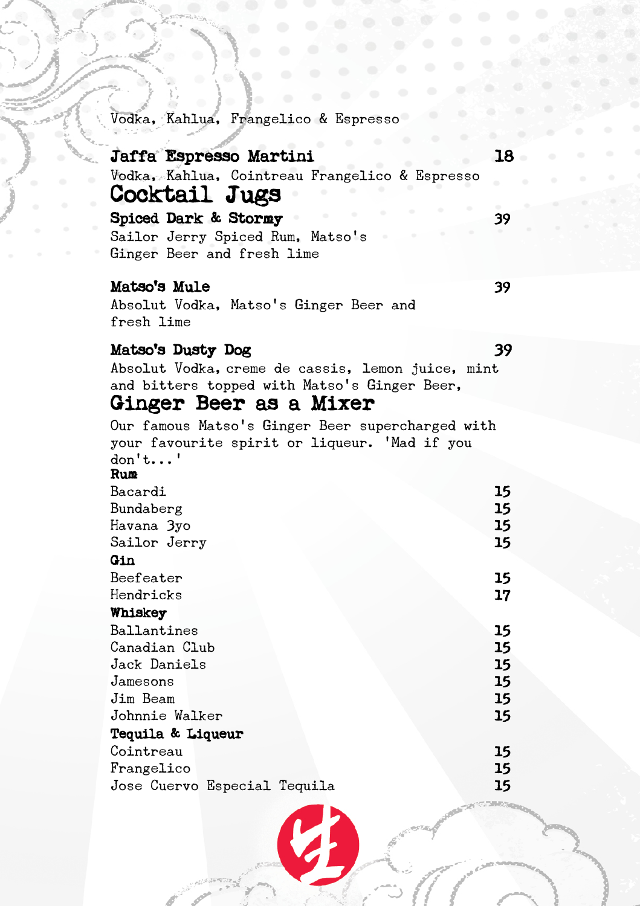Vodka, Kahlua, Frangelico & Espresso

**Jaffa Espresso Martini** 18
Vodka, Kahlua, Cointreau Frangelico & Espresso

## Cocktail Jugs

**Spiced Dark & Stormy** 39
Sailor Jerry Spiced Rum, Matso's Ginger Beer and fresh lime

**Matso's Mule** 39
Absolut Vodka, Matso's Ginger Beer and fresh lime

**Matso's Dusty Dog** 39
Absolut Vodka, creme de cassis, lemon juice, mint and bitters topped with Matso's Ginger Beer,

## Ginger Beer as a Mixer

Our famous Matso's Ginger Beer supercharged with your favourite spirit or liqueur. 'Mad if you don't...'

**Rum**

| | |
|---|---|
| Bacardi | 15 |
| Bundaberg | 15 |
| Havana 3yo | 15 |
| Sailor Jerry | 15 |

**Gin**

| | |
|---|---|
| Beefeater | 15 |
| Hendricks | 17 |

**Whiskey**

| | |
|---|---|
| Ballantines | 15 |
| Canadian Club | 15 |
| Jack Daniels | 15 |
| Jamesons | 15 |
| Jim Beam | 15 |
| Johnnie Walker | 15 |

**Tequila & Liqueur**

| | |
|---|---|
| Cointreau | 15 |
| Frangelico | 15 |
| Jose Cuervo Especial Tequila | 15 |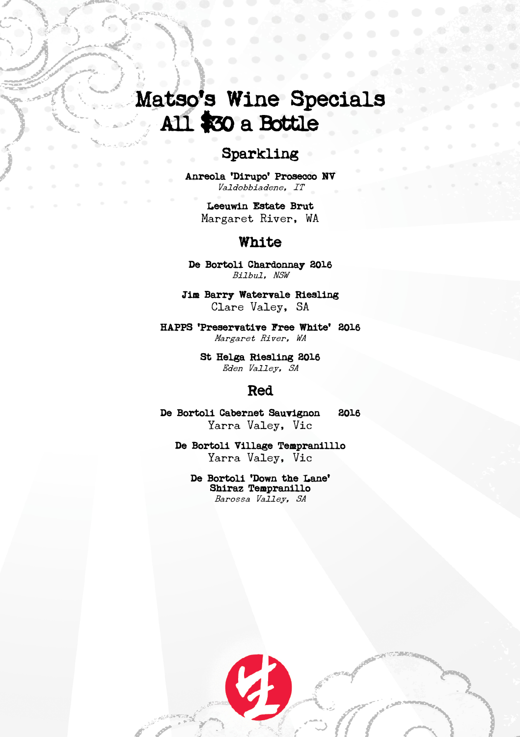# Matso's Wine Specials
# All $30 a Bottle

## Sparkling

**Anreola 'Dirupo' Prosecco NV**
*Valdobbiadene, IT*

**Leeuwin Estate Brut**
Margaret River, WA

## White

**De Bortoli Chardonnay 2016**
*Bilbul, NSW*

**Jim Barry Watervale Riesling**
Clare Valey, SA

**HAPPS 'Preservative Free White' 2016**
*Margaret River, WA*

**St Helga Riesling 2016**
*Eden Valley, SA*

## Red

**De Bortoli Cabernet Sauvignon 2016**
Yarra Valey, Vic

**De Bortoli Village Tempranillo**
Yarra Valey, Vic

**De Bortoli 'Down the Lane' Shiraz Tempranillo**
*Barossa Valley, SA*